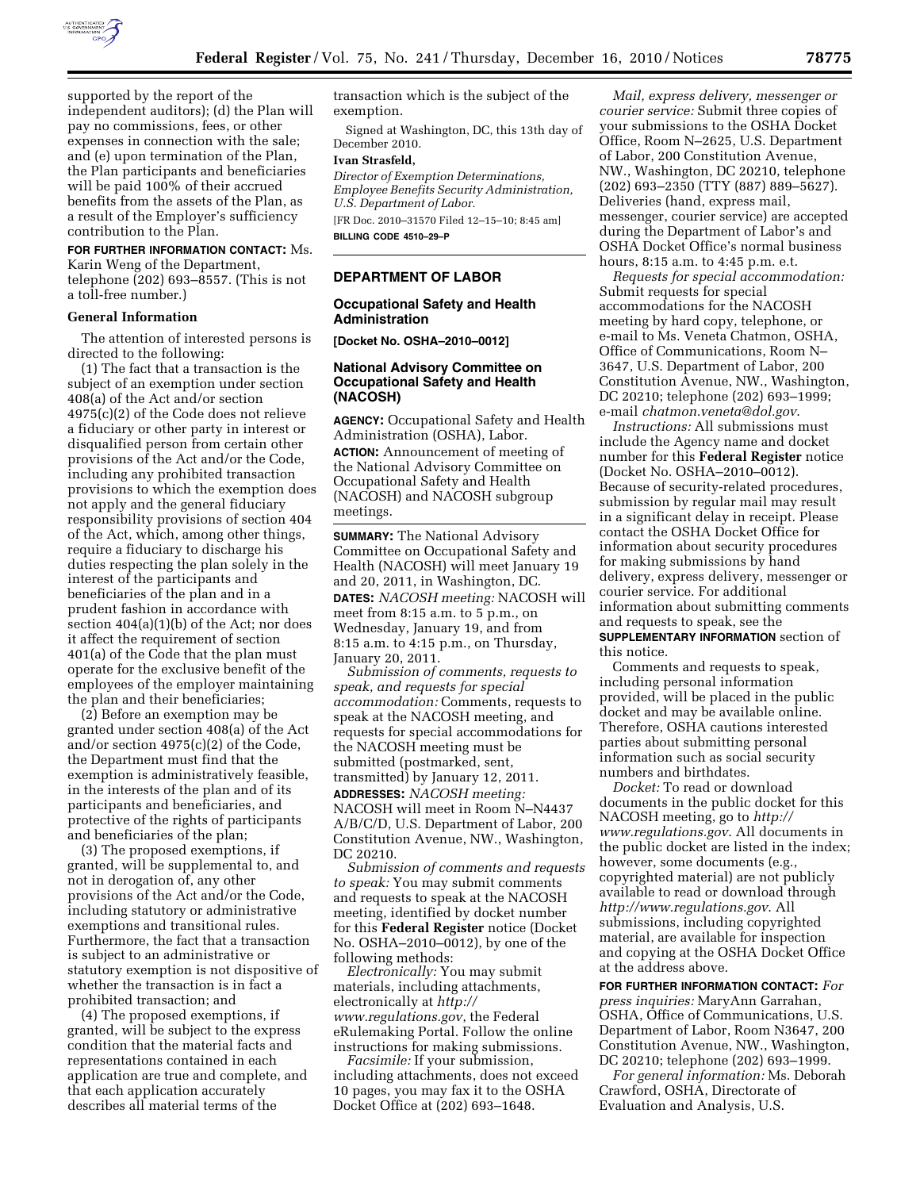supported by the report of the independent auditors); (d) the Plan will pay no commissions, fees, or other expenses in connection with the sale; and (e) upon termination of the Plan, the Plan participants and beneficiaries will be paid 100% of their accrued benefits from the assets of the Plan, as a result of the Employer's sufficiency contribution to the Plan.

**FOR FURTHER INFORMATION CONTACT:** Ms. Karin Weng of the Department, telephone (202) 693–8557. (This is not a toll-free number.)

### General Information

The attention of interested persons is directed to the following:

(1) The fact that a transaction is the subject of an exemption under section 408(a) of the Act and/or section 4975(c)(2) of the Code does not relieve a fiduciary or other party in interest or disqualified person from certain other provisions of the Act and/or the Code, including any prohibited transaction provisions to which the exemption does not apply and the general fiduciary responsibility provisions of section 404 of the Act, which, among other things, require a fiduciary to discharge his duties respecting the plan solely in the interest of the participants and beneficiaries of the plan and in a prudent fashion in accordance with section 404(a)(1)(b) of the Act; nor does it affect the requirement of section 401(a) of the Code that the plan must operate for the exclusive benefit of the employees of the employer maintaining the plan and their beneficiaries;

(2) Before an exemption may be granted under section 408(a) of the Act and/or section 4975(c)(2) of the Code, the Department must find that the exemption is administratively feasible, in the interests of the plan and of its participants and beneficiaries, and protective of the rights of participants and beneficiaries of the plan;

(3) The proposed exemptions, if granted, will be supplemental to, and not in derogation of, any other provisions of the Act and/or the Code, including statutory or administrative exemptions and transitional rules. Furthermore, the fact that a transaction is subject to an administrative or statutory exemption is not dispositive of whether the transaction is in fact a prohibited transaction; and

(4) The proposed exemptions, if granted, will be subject to the express condition that the material facts and representations contained in each application are true and complete, and that each application accurately describes all material terms of the transaction which is the subject of the exemption.

Signed at Washington, DC, this 13th day of December 2010.

**Ivan Strasfeld,**

*Director of Exemption Determinations, Employee Benefits Security Administration, U.S. Department of Labor.*

[FR Doc. 2010–31570 Filed 12–15–10; 8:45 am]

**BILLING CODE 4510–29–P**

## DEPARTMENT OF LABOR

### Occupational Safety and Health Administration

**[Docket No. OSHA–2010–0012]**

### National Advisory Committee on Occupational Safety and Health (NACOSH)

**AGENCY:** Occupational Safety and Health Administration (OSHA), Labor.

**ACTION:** Announcement of meeting of the National Advisory Committee on Occupational Safety and Health (NACOSH) and NACOSH subgroup meetings.

**SUMMARY:** The National Advisory Committee on Occupational Safety and Health (NACOSH) will meet January 19 and 20, 2011, in Washington, DC.

**DATES:** *NACOSH meeting:* NACOSH will meet from 8:15 a.m. to 5 p.m., on Wednesday, January 19, and from 8:15 a.m. to 4:15 p.m., on Thursday, January 20, 2011.

*Submission of comments, requests to speak, and requests for special accommodation:* Comments, requests to speak at the NACOSH meeting, and requests for special accommodations for the NACOSH meeting must be submitted (postmarked, sent, transmitted) by January 12, 2011.

**ADDRESSES:** *NACOSH meeting:* NACOSH will meet in Room N–N4437 A/B/C/D, U.S. Department of Labor, 200 Constitution Avenue, NW., Washington, DC 20210.

*Submission of comments and requests to speak:* You may submit comments and requests to speak at the NACOSH meeting, identified by docket number for this **Federal Register** notice (Docket No. OSHA–2010–0012), by one of the following methods:

*Electronically:* You may submit materials, including attachments, electronically at *http://www.regulations.gov*, the Federal eRulemaking Portal. Follow the online instructions for making submissions.

*Facsimile:* If your submission, including attachments, does not exceed 10 pages, you may fax it to the OSHA Docket Office at (202) 693–1648.

*Mail, express delivery, messenger or courier service:* Submit three copies of your submissions to the OSHA Docket Office, Room N–2625, U.S. Department of Labor, 200 Constitution Avenue, NW., Washington, DC 20210, telephone (202) 693–2350 (TTY (887) 889–5627). Deliveries (hand, express mail, messenger, courier service) are accepted during the Department of Labor's and OSHA Docket Office's normal business hours, 8:15 a.m. to 4:45 p.m. e.t.

*Requests for special accommodation:* Submit requests for special accommodations for the NACOSH meeting by hard copy, telephone, or e-mail to Ms. Veneta Chatmon, OSHA, Office of Communications, Room N–3647, U.S. Department of Labor, 200 Constitution Avenue, NW., Washington, DC 20210; telephone (202) 693–1999; e-mail *chatmon.veneta@dol.gov*.

*Instructions:* All submissions must include the Agency name and docket number for this **Federal Register** notice (Docket No. OSHA–2010–0012). Because of security-related procedures, submission by regular mail may result in a significant delay in receipt. Please contact the OSHA Docket Office for information about security procedures for making submissions by hand delivery, express delivery, messenger or courier service. For additional information about submitting comments and requests to speak, see the **SUPPLEMENTARY INFORMATION** section of this notice.

Comments and requests to speak, including personal information provided, will be placed in the public docket and may be available online. Therefore, OSHA cautions interested parties about submitting personal information such as social security numbers and birthdates.

*Docket:* To read or download documents in the public docket for this NACOSH meeting, go to *http://www.regulations.gov*. All documents in the public docket are listed in the index; however, some documents (e.g., copyrighted material) are not publicly available to read or download through *http://www.regulations.gov*. All submissions, including copyrighted material, are available for inspection and copying at the OSHA Docket Office at the address above.

**FOR FURTHER INFORMATION CONTACT:** *For press inquiries:* MaryAnn Garrahan, OSHA, Office of Communications, U.S. Department of Labor, Room N3647, 200 Constitution Avenue, NW., Washington, DC 20210; telephone (202) 693–1999.

*For general information:* Ms. Deborah Crawford, OSHA, Directorate of Evaluation and Analysis, U.S.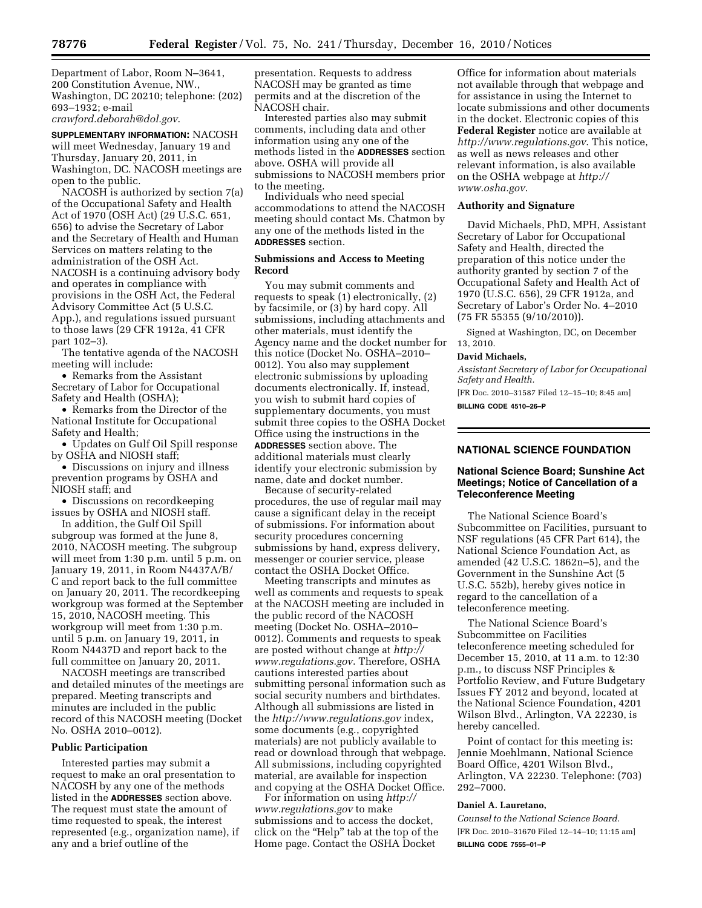Department of Labor, Room N–3641, 200 Constitution Avenue, NW., Washington, DC 20210; telephone: (202) 693–1932; e-mail *crawford.deborah@dol.gov*.

**SUPPLEMENTARY INFORMATION:** NACOSH will meet Wednesday, January 19 and Thursday, January 20, 2011, in Washington, DC. NACOSH meetings are open to the public.

NACOSH is authorized by section 7(a) of the Occupational Safety and Health Act of 1970 (OSH Act) (29 U.S.C. 651, 656) to advise the Secretary of Labor and the Secretary of Health and Human Services on matters relating to the administration of the OSH Act. NACOSH is a continuing advisory body and operates in compliance with provisions in the OSH Act, the Federal Advisory Committee Act (5 U.S.C. App.), and regulations issued pursuant to those laws (29 CFR 1912a, 41 CFR part 102–3).

The tentative agenda of the NACOSH meeting will include:

- Remarks from the Assistant Secretary of Labor for Occupational Safety and Health (OSHA);
- Remarks from the Director of the National Institute for Occupational Safety and Health;
- Updates on Gulf Oil Spill response by OSHA and NIOSH staff;
- Discussions on injury and illness prevention programs by OSHA and NIOSH staff; and
- Discussions on recordkeeping issues by OSHA and NIOSH staff.

In addition, the Gulf Oil Spill subgroup was formed at the June 8, 2010, NACOSH meeting. The subgroup will meet from 1:30 p.m. until 5 p.m. on January 19, 2011, in Room N4437A/B/C and report back to the full committee on January 20, 2011. The recordkeeping workgroup was formed at the September 15, 2010, NACOSH meeting. This workgroup will meet from 1:30 p.m. until 5 p.m. on January 19, 2011, in Room N4437D and report back to the full committee on January 20, 2011.

NACOSH meetings are transcribed and detailed minutes of the meetings are prepared. Meeting transcripts and minutes are included in the public record of this NACOSH meeting (Docket No. OSHA 2010–0012).

### Public Participation

Interested parties may submit a request to make an oral presentation to NACOSH by any one of the methods listed in the **ADDRESSES** section above. The request must state the amount of time requested to speak, the interest represented (e.g., organization name), if any and a brief outline of the presentation. Requests to address NACOSH may be granted as time permits and at the discretion of the NACOSH chair.

Interested parties also may submit comments, including data and other information using any one of the methods listed in the **ADDRESSES** section above. OSHA will provide all submissions to NACOSH members prior to the meeting.

Individuals who need special accommodations to attend the NACOSH meeting should contact Ms. Chatmon by any one of the methods listed in the **ADDRESSES** section.

### Submissions and Access to Meeting Record

You may submit comments and requests to speak (1) electronically, (2) by facsimile, or (3) by hard copy. All submissions, including attachments and other materials, must identify the Agency name and the docket number for this notice (Docket No. OSHA–2010–0012). You also may supplement electronic submissions by uploading documents electronically. If, instead, you wish to submit hard copies of supplementary documents, you must submit three copies to the OSHA Docket Office using the instructions in the **ADDRESSES** section above. The additional materials must clearly identify your electronic submission by name, date and docket number.

Because of security-related procedures, the use of regular mail may cause a significant delay in the receipt of submissions. For information about security procedures concerning submissions by hand, express delivery, messenger or courier service, please contact the OSHA Docket Office.

Meeting transcripts and minutes as well as comments and requests to speak at the NACOSH meeting are included in the public record of the NACOSH meeting (Docket No. OSHA–2010–0012). Comments and requests to speak are posted without change at *http://www.regulations.gov*. Therefore, OSHA cautions interested parties about submitting personal information such as social security numbers and birthdates. Although all submissions are listed in the *http://www.regulations.gov* index, some documents (e.g., copyrighted materials) are not publicly available to read or download through that webpage. All submissions, including copyrighted material, are available for inspection and copying at the OSHA Docket Office.

For information on using *http://www.regulations.gov* to make submissions and to access the docket, click on the "Help" tab at the top of the Home page. Contact the OSHA Docket Office for information about materials not available through that webpage and for assistance in using the Internet to locate submissions and other documents in the docket. Electronic copies of this **Federal Register** notice are available at *http://www.regulations.gov*. This notice, as well as news releases and other relevant information, is also available on the OSHA webpage at *http://www.osha.gov*.

### Authority and Signature

David Michaels, PhD, MPH, Assistant Secretary of Labor for Occupational Safety and Health, directed the preparation of this notice under the authority granted by section 7 of the Occupational Safety and Health Act of 1970 (U.S.C. 656), 29 CFR 1912a, and Secretary of Labor's Order No. 4–2010 (75 FR 55355 (9/10/2010)).

Signed at Washington, DC, on December 13, 2010.

**David Michaels,**

*Assistant Secretary of Labor for Occupational Safety and Health.*

[FR Doc. 2010–31587 Filed 12–15–10; 8:45 am]

**BILLING CODE 4510–26–P**

## NATIONAL SCIENCE FOUNDATION

### National Science Board; Sunshine Act Meetings; Notice of Cancellation of a Teleconference Meeting

The National Science Board's Subcommittee on Facilities, pursuant to NSF regulations (45 CFR Part 614), the National Science Foundation Act, as amended (42 U.S.C. 1862n–5), and the Government in the Sunshine Act (5 U.S.C. 552b), hereby gives notice in regard to the cancellation of a teleconference meeting.

The National Science Board's Subcommittee on Facilities teleconference meeting scheduled for December 15, 2010, at 11 a.m. to 12:30 p.m., to discuss NSF Principles & Portfolio Review, and Future Budgetary Issues FY 2012 and beyond, located at the National Science Foundation, 4201 Wilson Blvd., Arlington, VA 22230, is hereby cancelled.

Point of contact for this meeting is: Jennie Moehlmann, National Science Board Office, 4201 Wilson Blvd., Arlington, VA 22230. Telephone: (703) 292–7000.

**Daniel A. Lauretano,**

*Counsel to the National Science Board.*

[FR Doc. 2010–31670 Filed 12–14–10; 11:15 am]

**BILLING CODE 7555–01–P**